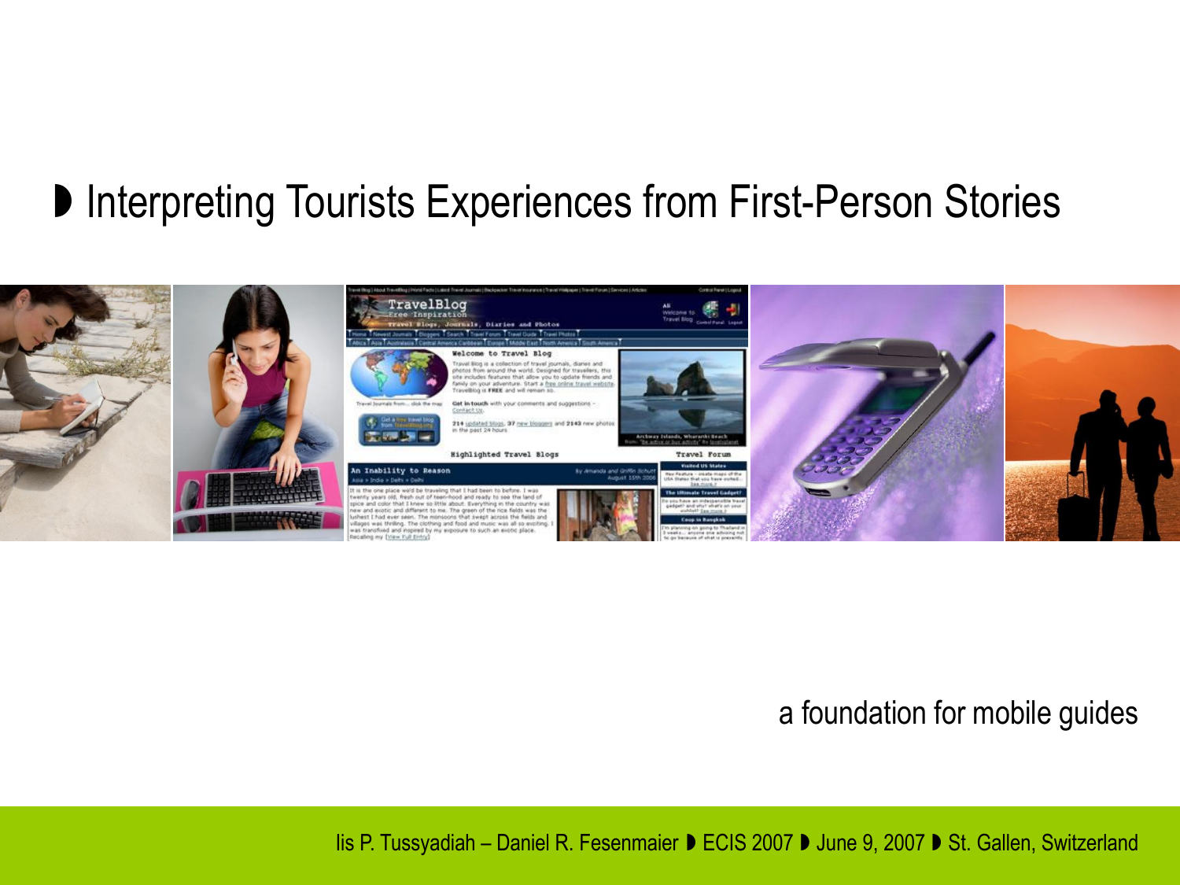# ◗ Interpreting Tourists Experiences from First-Person Stories

a foundation for mobile guides

Iis P. Tussyadiah – Daniel R. Fesenmaier ◗ ECIS 2007 ◗ June 9, 2007 ◗ St. Gallen, Switzerland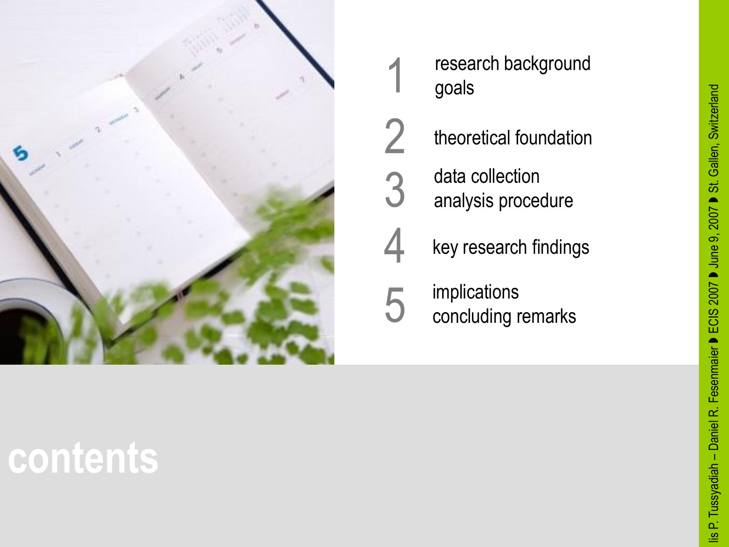# contents

1. research background
   goals
2. theoretical foundation
3. data collection
   analysis procedure
4. key research findings
5. implications
   concluding remarks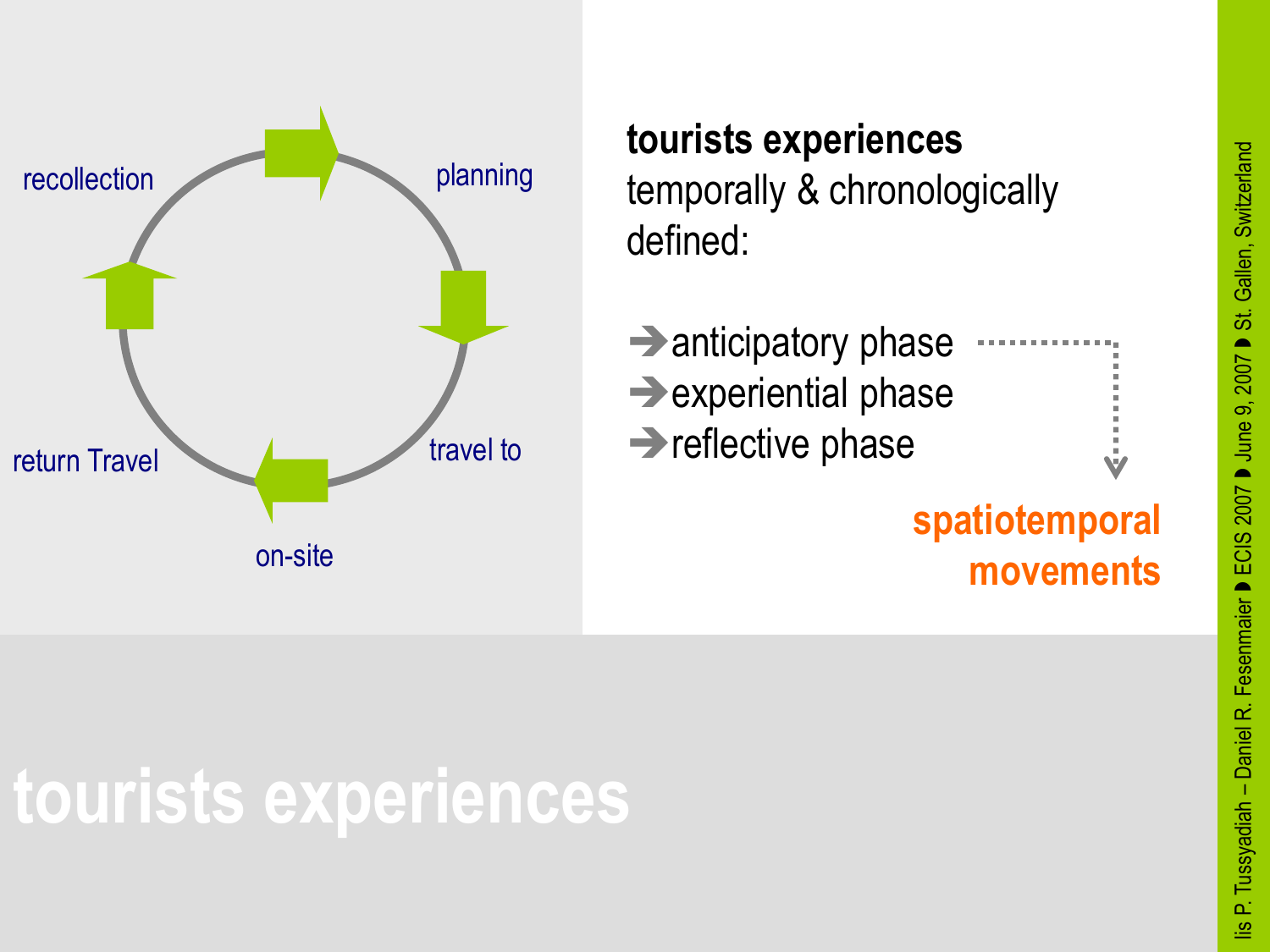# tourists experiences

recollection

planning

travel to

on-site

return Travel

**tourists experiences**
temporally & chronologically defined:

- ➔ anticipatory phase
- ➔ experiential phase
- ➔ reflective phase

**spatiotemporal movements**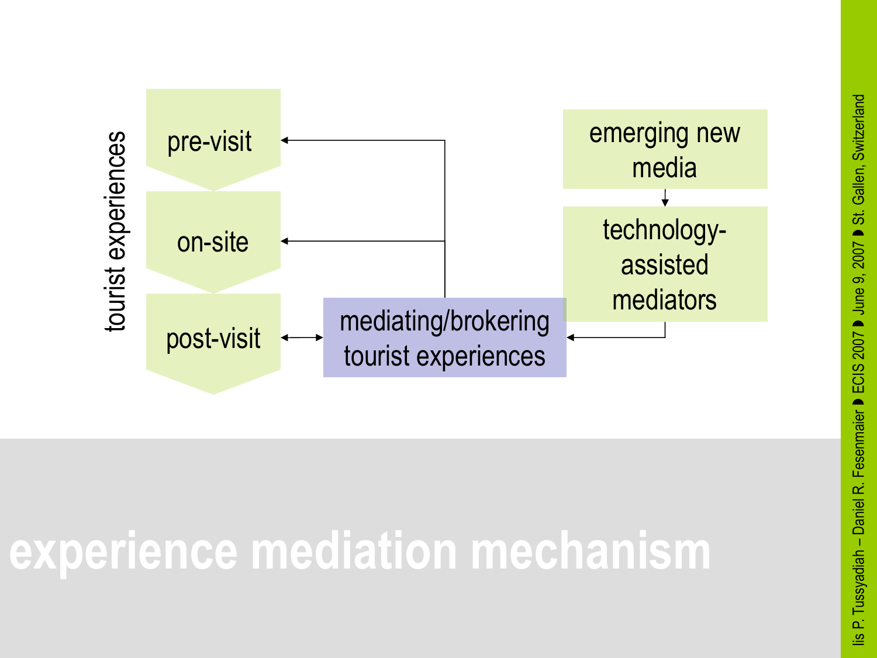tourist experiences

- pre-visit
- on-site
- post-visit

mediating/brokering tourist experiences

emerging new media

technology-assisted mediators

# experience mediation mechanism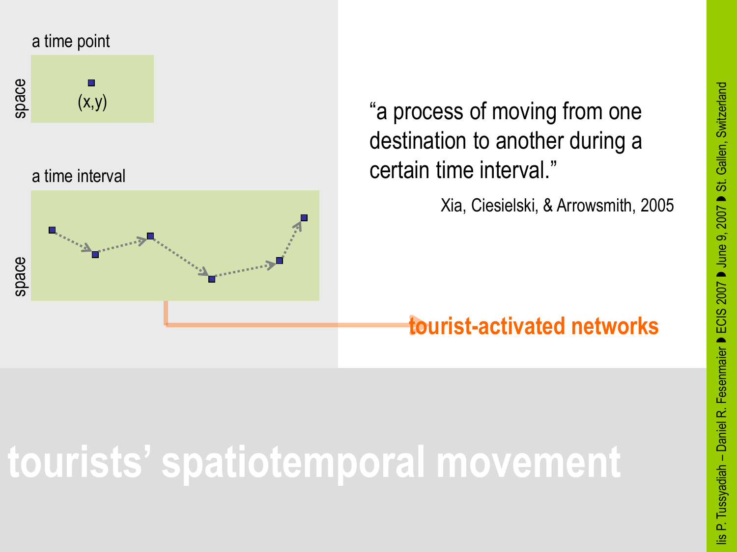a time point

space

(x,y)

a time interval

space

"a process of moving from one destination to another during a certain time interval."

Xia, Ciesielski, & Arrowsmith, 2005

**tourist-activated networks**

# tourists' spatiotemporal movement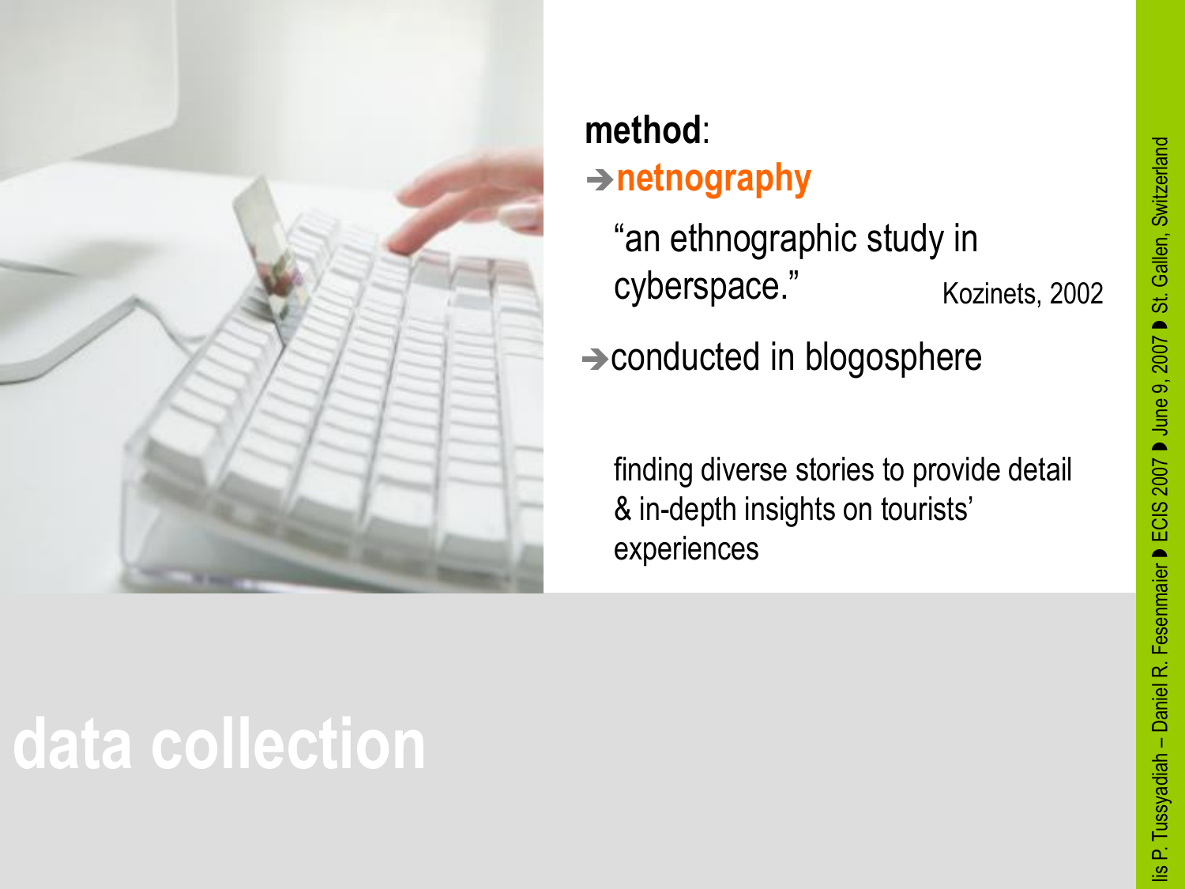# data collection

**method**:

→ **netnography**

"an ethnographic study in cyberspace." Kozinets, 2002

→ conducted in blogosphere

finding diverse stories to provide detail & in-depth insights on tourists' experiences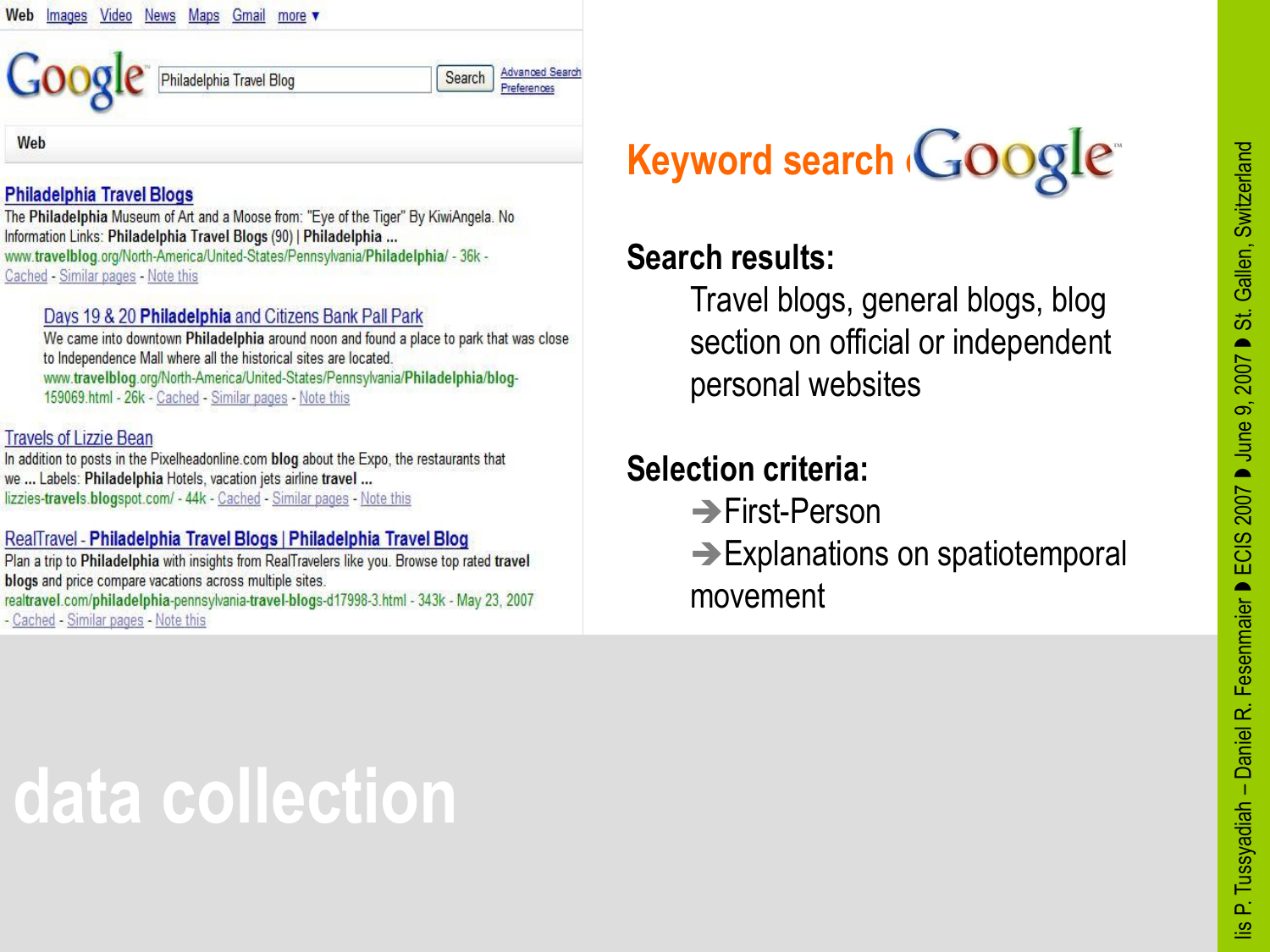Web Images Video News Maps Gmail more ▾

Google [Philadelphia Travel Blog] Search Advanced Search Preferences

Web

**Philadelphia Travel Blogs**
The **Philadelphia** Museum of Art and a Moose from: "Eye of the Tiger" By KiwiAngela. No Information Links: **Philadelphia Travel Blogs** (90) | **Philadelphia** ...
www.**travelblog**.org/North-America/United-States/Pennsylvania/**Philadelphia**/ - 36k - Cached - Similar pages - Note this

Days 19 & 20 **Philadelphia** and Citizens Bank Pall Park
We came into downtown **Philadelphia** around noon and found a place to park that was close to Independence Mall where all the historical sites are located.
www.**travelblog**.org/North-America/United-States/Pennsylvania/**Philadelphia**/**blog**-159069.html - 26k - Cached - Similar pages - Note this

Travels of Lizzie Bean
In addition to posts in the Pixelheadonline.com **blog** about the Expo, the restaurants that we ... Labels: **Philadelphia** Hotels, vacation jets airline **travel** ...
lizzies-**travels**.**blog**spot.com/ - 44k - Cached - Similar pages - Note this

RealTravel - **Philadelphia Travel Blogs** | **Philadelphia Travel Blog**
Plan a trip to **Philadelphia** with insights from RealTravelers like you. Browse top rated **travel blogs** and price compare vacations across multiple sites.
real**travel**.com/**philadelphia**-pennsylvania-**travel**-**blogs**-d17998-3.html - 343k - May 23, 2007 - Cached - Similar pages - Note this

## Keyword search Google

**Search results:**

Travel blogs, general blogs, blog section on official or independent personal websites

**Selection criteria:**

- ➔First-Person
- ➔Explanations on spatiotemporal movement

# data collection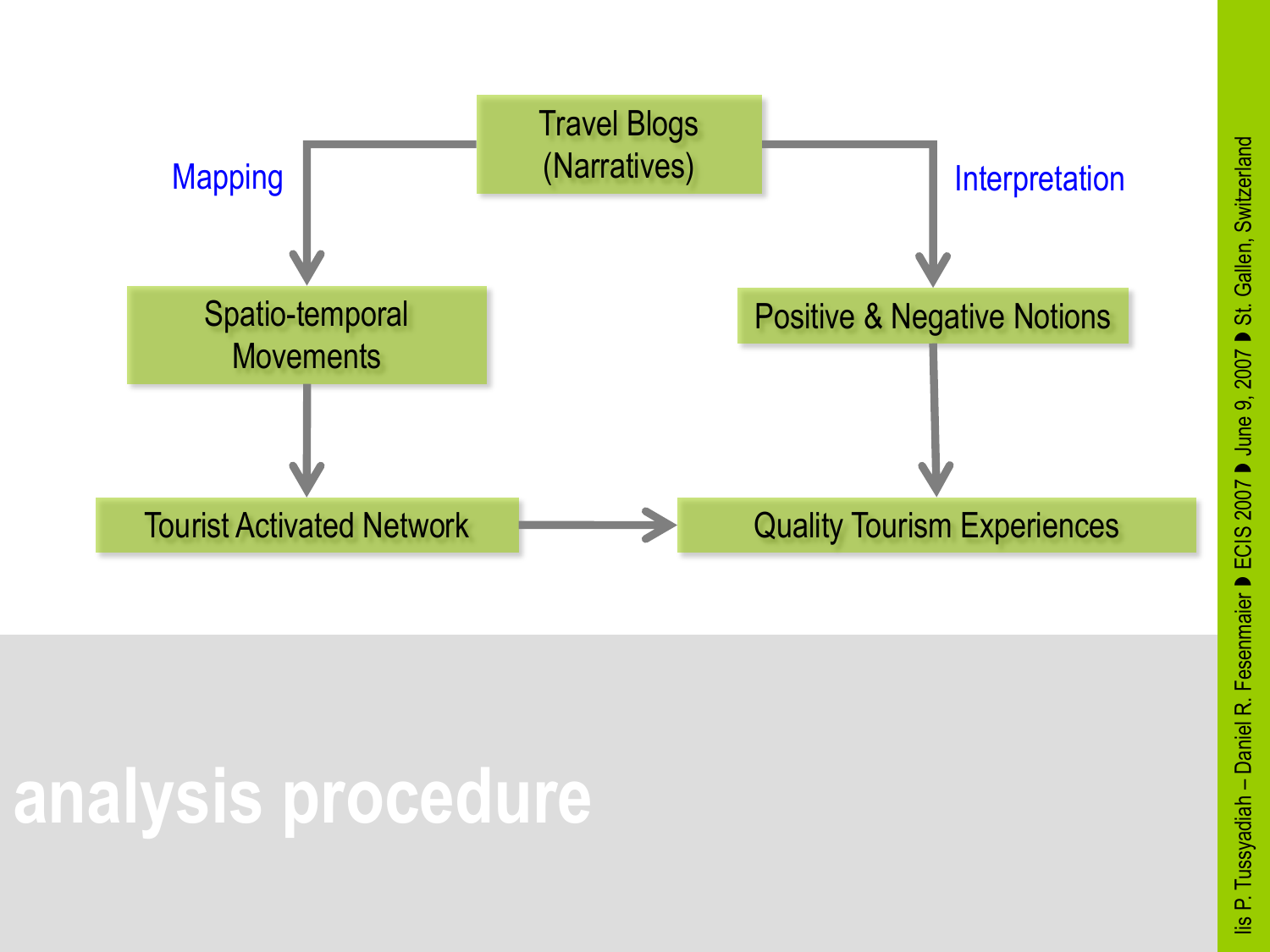# analysis procedure

- Travel Blogs (Narratives)
  - Mapping → Spatio-temporal Movements → Tourist Activated Network
  - Interpretation → Positive & Negative Notions → Quality Tourism Experiences
- Tourist Activated Network → Quality Tourism Experiences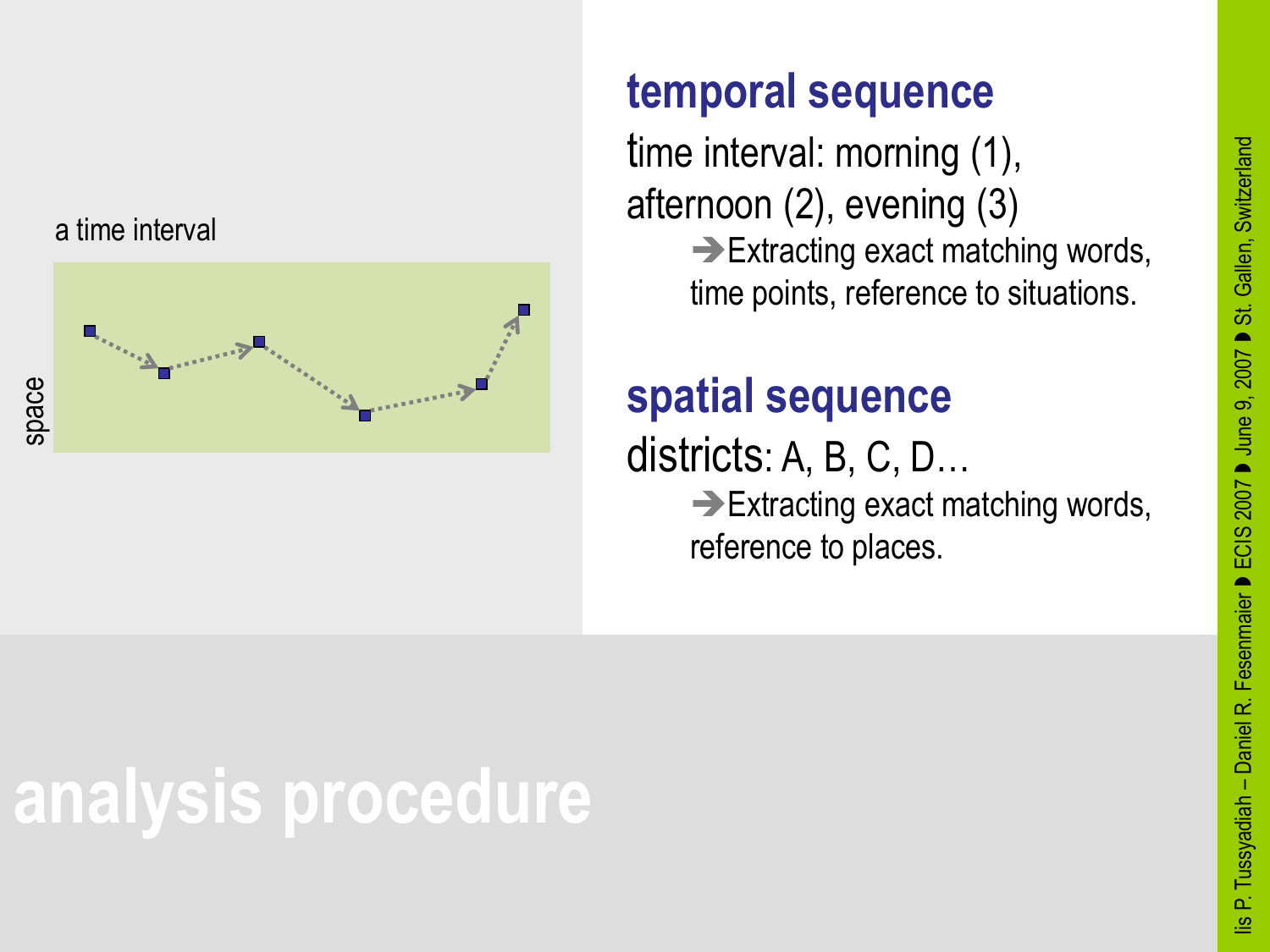a time interval

space

## temporal sequence

time interval: morning (1), afternoon (2), evening (3)

➔Extracting exact matching words, time points, reference to situations.

## spatial sequence

districts: A, B, C, D…

➔Extracting exact matching words, reference to places.

# analysis procedure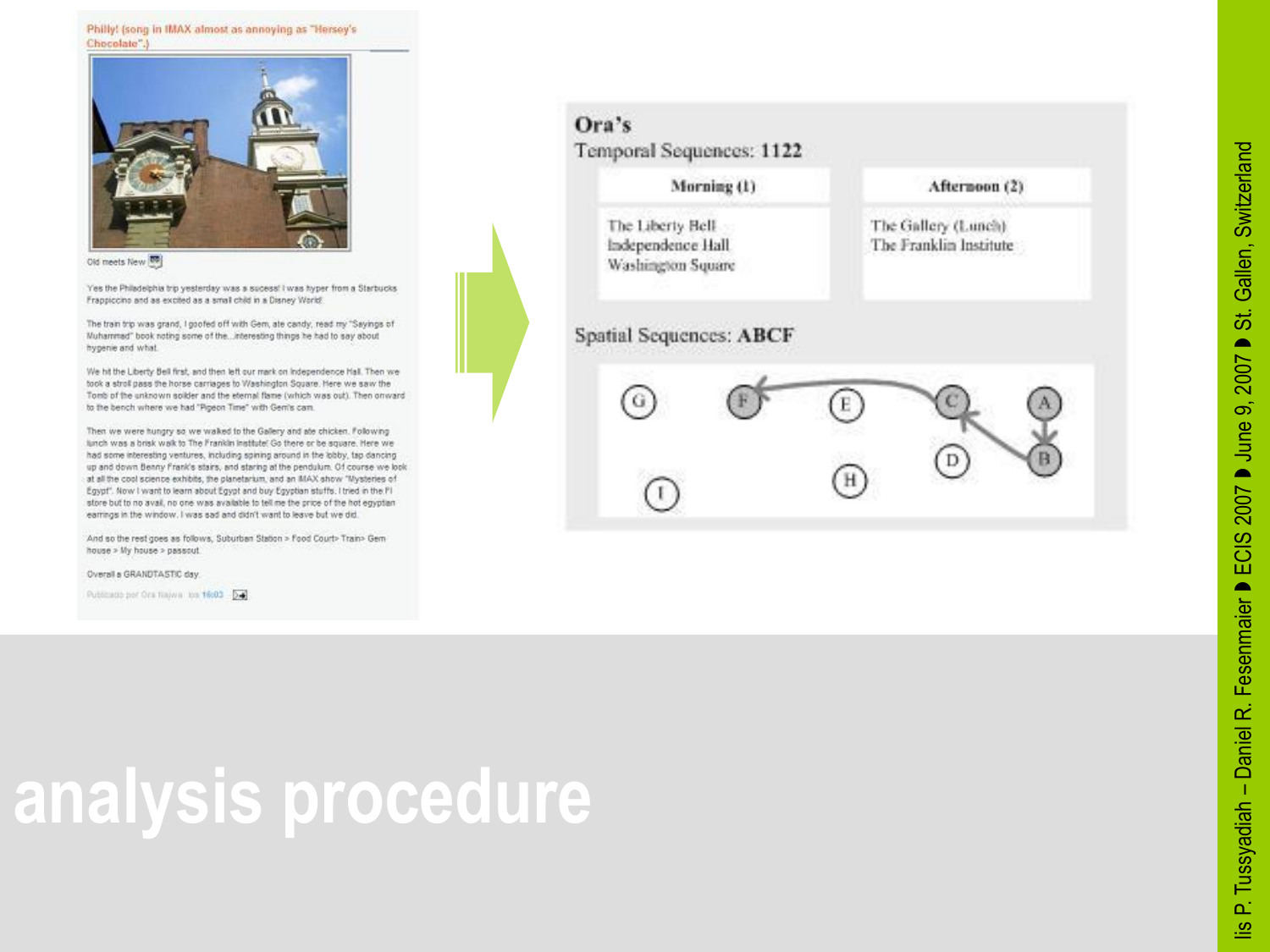Philly! (song in IMAX almost as annoying as "Hersey's Chocolate".)

Old meets New

Yes the Philadelphia trip yesterday was a sucess! I was hyper from a Starbucks Frappiccino and as excited as a small child in a Disney World!

The train trip was grand, I goofed off with Gem, ate candy, read my "Sayings of Muhammad" book noting some of the...interesting things he had to say about hygenie and what.

We hit the Liberty Bell first, and then left our mark on Independence Hall. Then we took a stroll pass the horse carriages to Washington Square. Here we saw the Tomb of the unknown solder and the eternal flame (which was out). Then onward to the bench where we had "Pigeon Time" with Gem's cam.

Then we were hungry so we walked to the Gallery and ate chicken. Following lunch was a brisk walk to The Franklin Institute! Go there or be square. Here we had some interesting ventures, including spining around in the lobby, tap dancing up and down Benny Frank's stairs, and staring at the pendulum. Of course we look at all the cool science exhibits, the planetarium, and an IMAX show "Mysteries of Egypt". Now I want to learn about Egypt and buy Egyptian stuffs. I tried in the FI store but to no avail, no one was available to tell me the price of the hot egyptian earrings in the window. I was sad and didn't want to leave but we did.

And so the rest goes as follows, Suburban Station > Food Court> Train> Gem house > My house > passout.

Overall a GRANDTASTIC day.

Publicado por Ora Najwa las 16:03

**Ora's**

Temporal Sequences: **1122**

| Morning (1) | Afternoon (2) |
| --- | --- |
| The Liberty Bell<br>Independence Hall<br>Washington Square | The Gallery (Lunch)<br>The Franklin Institute |

Spatial Sequences: **ABCF**

G F E C A

D B

I H

# analysis procedure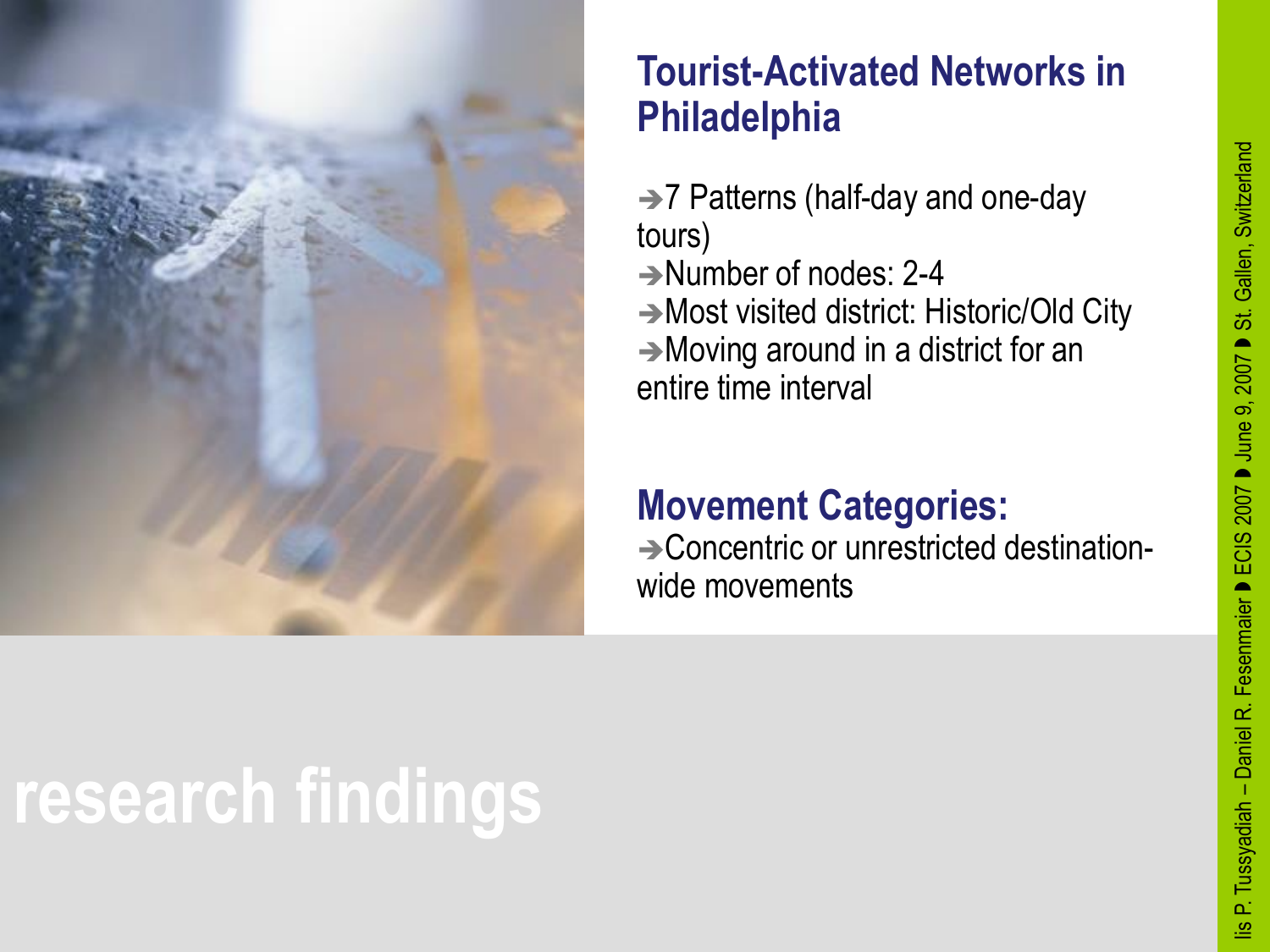## Tourist-Activated Networks in Philadelphia

- 7 Patterns (half-day and one-day tours)
- Number of nodes: 2-4
- Most visited district: Historic/Old City
- Moving around in a district for an entire time interval

## Movement Categories:

- Concentric or unrestricted destination-wide movements

# research findings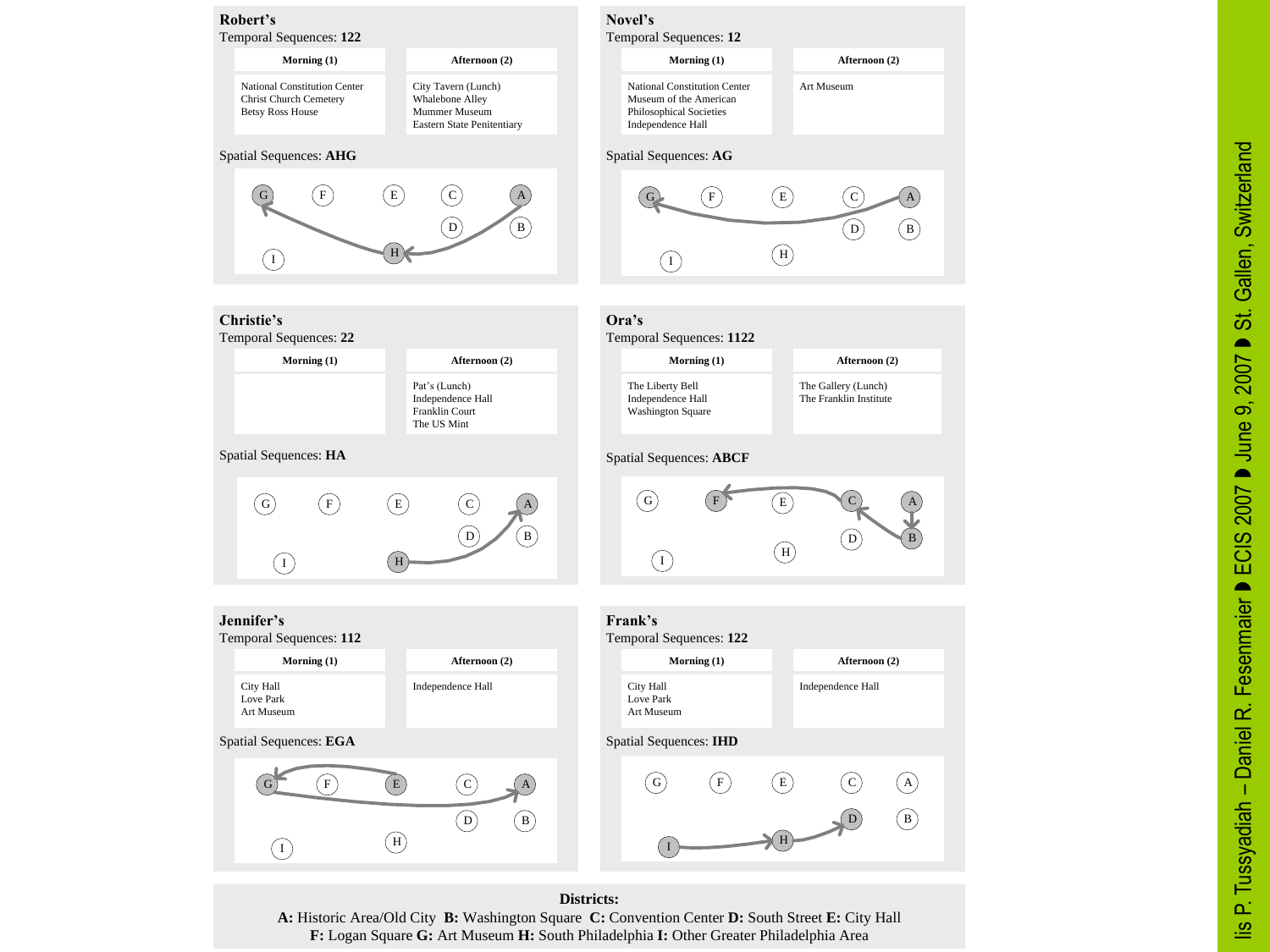### Robert's

Temporal Sequences: **122**

| Morning (1) | Afternoon (2) |
|---|---|
| National Constitution Center<br>Christ Church Cemetery<br>Betsy Ross House | City Tavern (Lunch)<br>Whalebone Alley<br>Mummer Museum<br>Eastern State Penitentiary |

Spatial Sequences: **AHG**

### Novel's

Temporal Sequences: **12**

| Morning (1) | Afternoon (2) |
|---|---|
| National Constitution Center<br>Museum of the American Philosophical Societies<br>Independence Hall | Art Museum |

Spatial Sequences: **AG**

### Christie's

Temporal Sequences: **22**

| Morning (1) | Afternoon (2) |
|---|---|
| | Pat's (Lunch)<br>Independence Hall<br>Franklin Court<br>The US Mint |

Spatial Sequences: **HA**

### Ora's

Temporal Sequences: **1122**

| Morning (1) | Afternoon (2) |
|---|---|
| The Liberty Bell<br>Independence Hall<br>Washington Square | The Gallery (Lunch)<br>The Franklin Institute |

Spatial Sequences: **ABCF**

### Jennifer's

Temporal Sequences: **112**

| Morning (1) | Afternoon (2) |
|---|---|
| City Hall<br>Love Park<br>Art Museum | Independence Hall |

Spatial Sequences: **EGA**

### Frank's

Temporal Sequences: **122**

| Morning (1) | Afternoon (2) |
|---|---|
| City Hall<br>Love Park<br>Art Museum | Independence Hall |

Spatial Sequences: **IHD**

**Districts:**

**A:** Historic Area/Old City **B:** Washington Square **C:** Convention Center **D:** South Street **E:** City Hall **F:** Logan Square **G:** Art Museum **H:** South Philadelphia **I:** Other Greater Philadelphia Area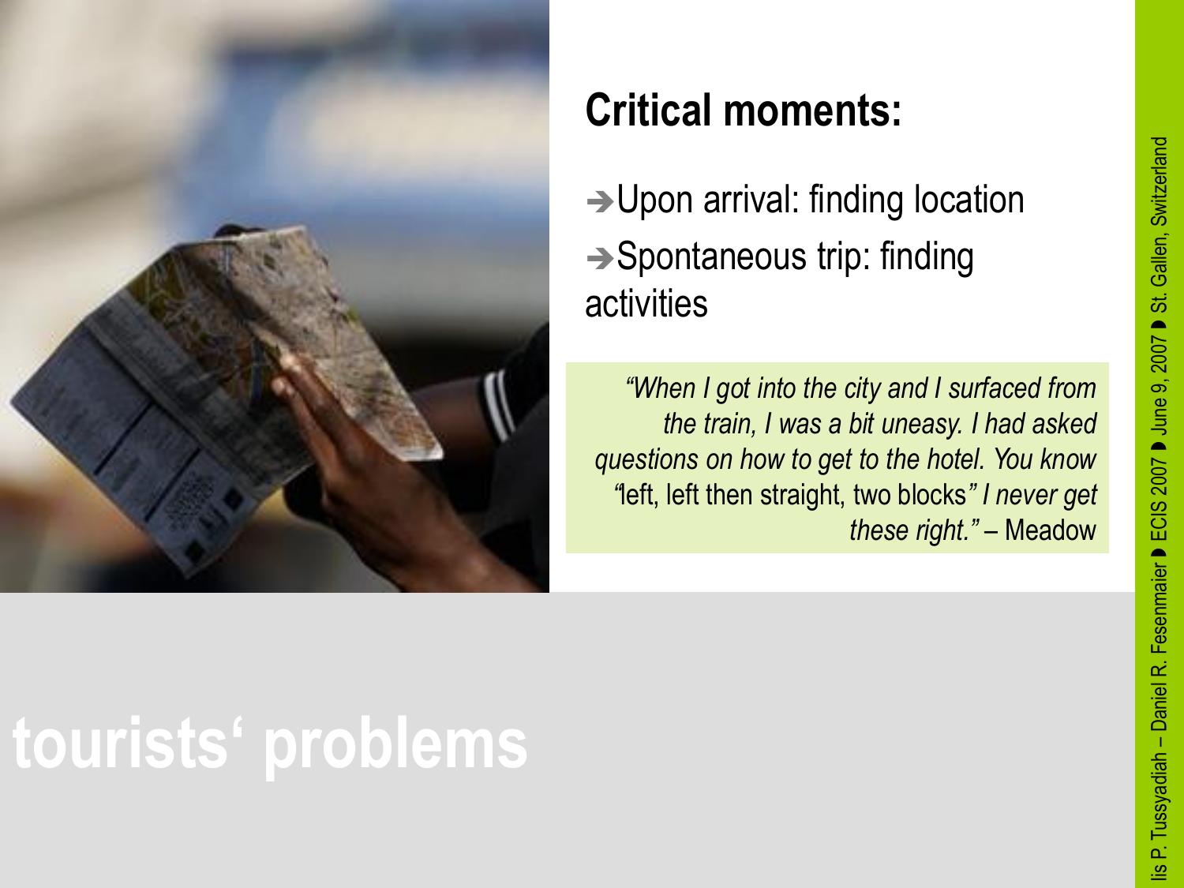## Critical moments:

➔Upon arrival: finding location

➔Spontaneous trip: finding activities

> *"When I got into the city and I surfaced from the train, I was a bit uneasy. I had asked questions on how to get to the hotel. You know* "left, left then straight, two blocks*" I never get these right."* – Meadow

# tourists' problems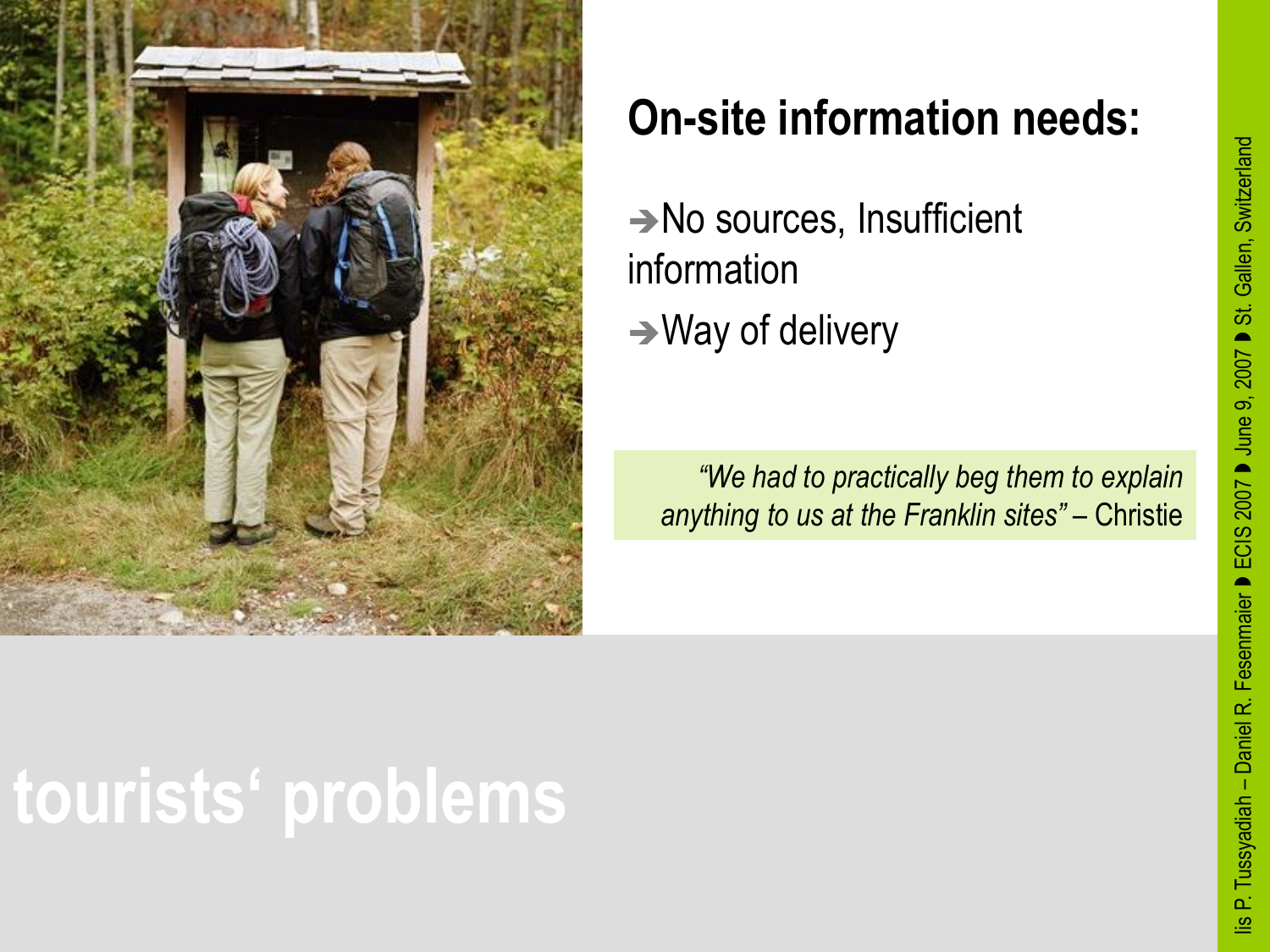## On-site information needs:

→No sources, Insufficient information

→Way of delivery

*"We had to practically beg them to explain anything to us at the Franklin sites"* – Christie

# tourists' problems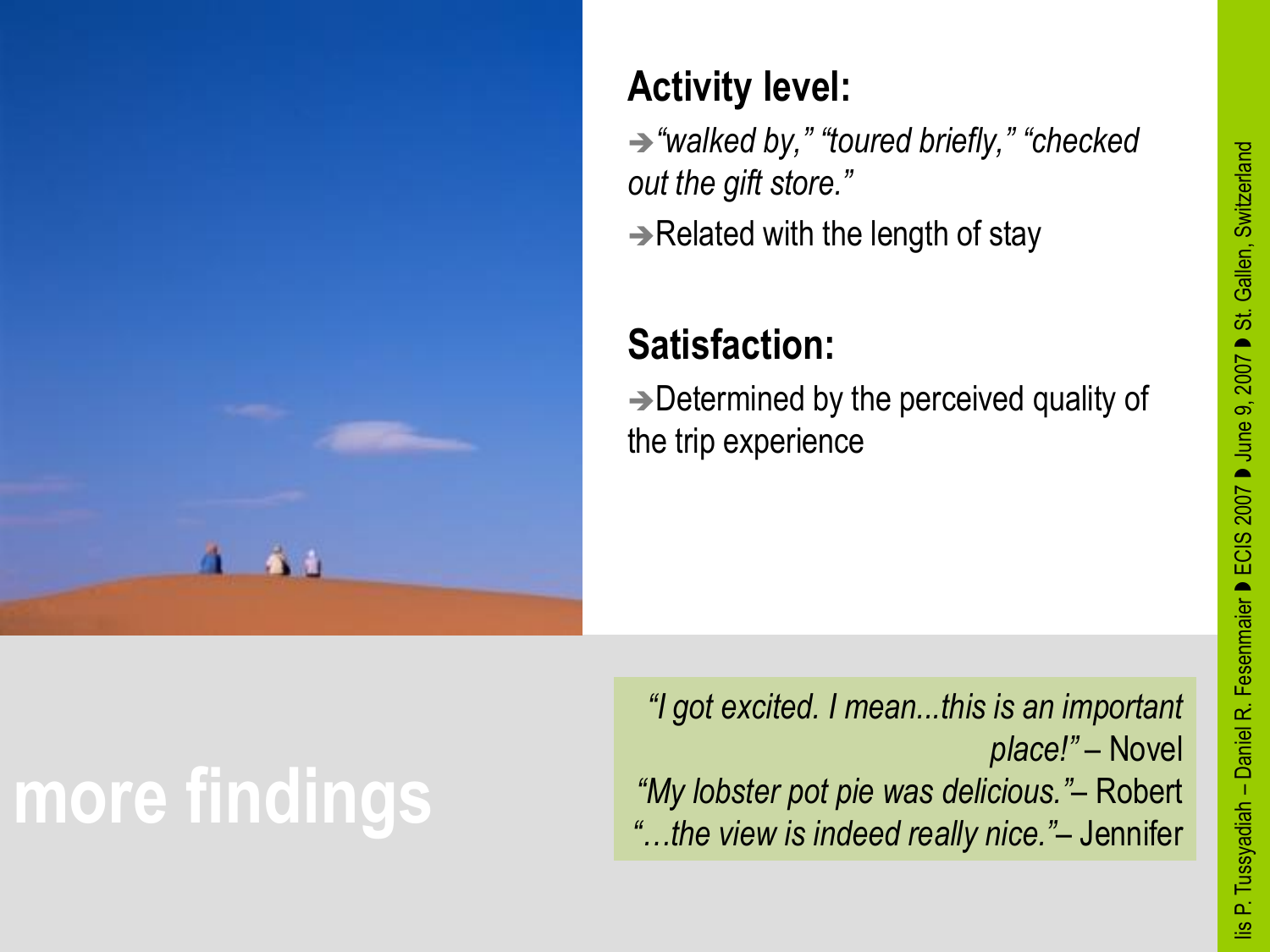## Activity level:

➔ *"walked by," "toured briefly," "checked out the gift store."*

➔ Related with the length of stay

## Satisfaction:

➔ Determined by the perceived quality of the trip experience

# more findings

*"I got excited. I mean...this is an important place!"* – Novel
*"My lobster pot pie was delicious."* – Robert
*"…the view is indeed really nice."* – Jennifer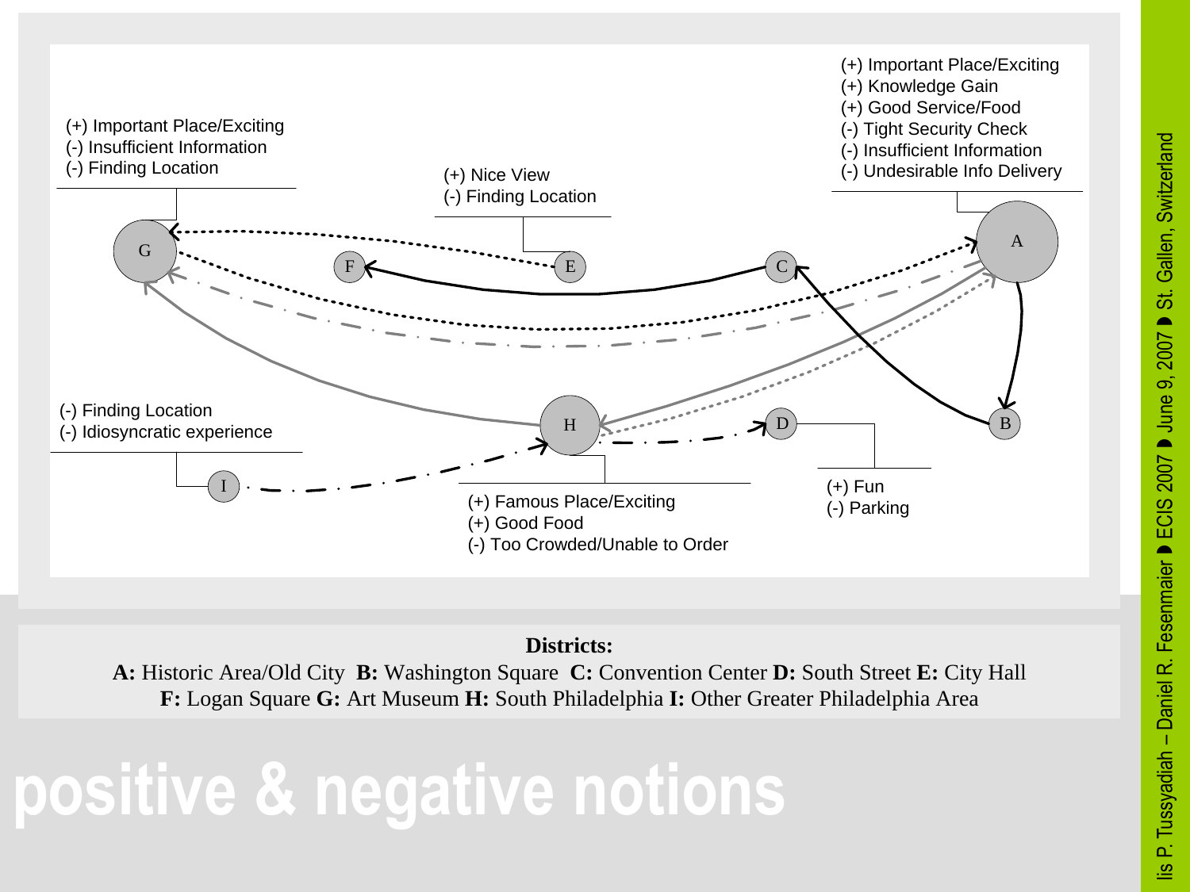(+) Important Place/Exciting
(-) Insufficient Information
(-) Finding Location

(+) Nice View
(-) Finding Location

(+) Important Place/Exciting
(+) Knowledge Gain
(+) Good Service/Food
(-) Tight Security Check
(-) Insufficient Information
(-) Undesirable Info Delivery

(-) Finding Location
(-) Idiosyncratic experience

(+) Famous Place/Exciting
(+) Good Food
(-) Too Crowded/Unable to Order

(+) Fun
(-) Parking

**Districts:**
**A:** Historic Area/Old City **B:** Washington Square **C:** Convention Center **D:** South Street **E:** City Hall
**F:** Logan Square **G:** Art Museum **H:** South Philadelphia **I:** Other Greater Philadelphia Area

# positive & negative notions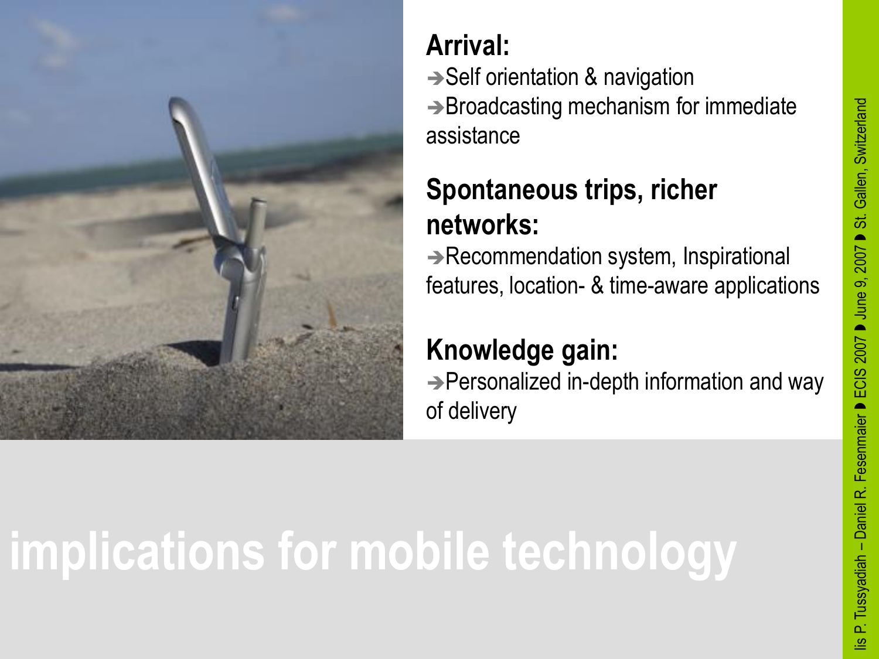## Arrival:

➔Self orientation & navigation

➔Broadcasting mechanism for immediate assistance

## Spontaneous trips, richer networks:

➔Recommendation system, Inspirational features, location- & time-aware applications

## Knowledge gain:

➔Personalized in-depth information and way of delivery

# implications for mobile technology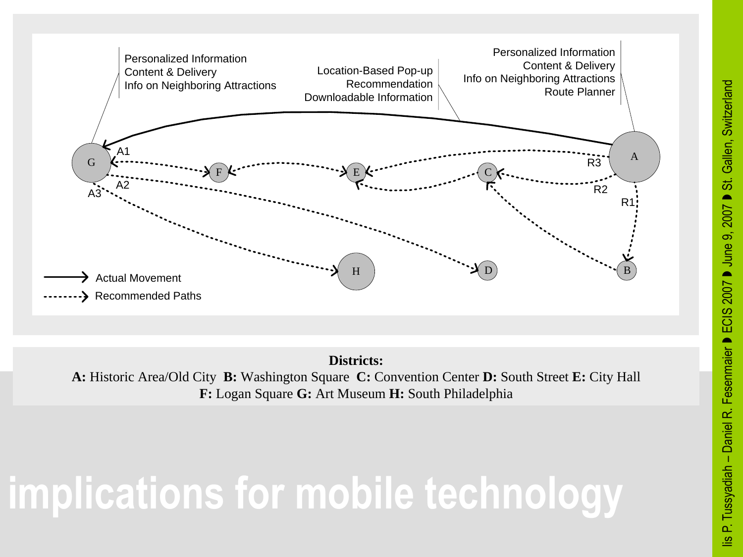Personalized Information
Content & Delivery
Info on Neighboring Attractions

Location-Based Pop-up
Recommendation
Downloadable Information

Personalized Information
Content & Delivery
Info on Neighboring Attractions
Route Planner

G — A1 — F — E — C — A — R3 — R2 — R1 — B — A2 — A3 — H — D

Actual Movement

Recommended Paths

**Districts:**
**A:** Historic Area/Old City **B:** Washington Square **C:** Convention Center **D:** South Street **E:** City Hall
**F:** Logan Square **G:** Art Museum **H:** South Philadelphia

# implications for mobile technology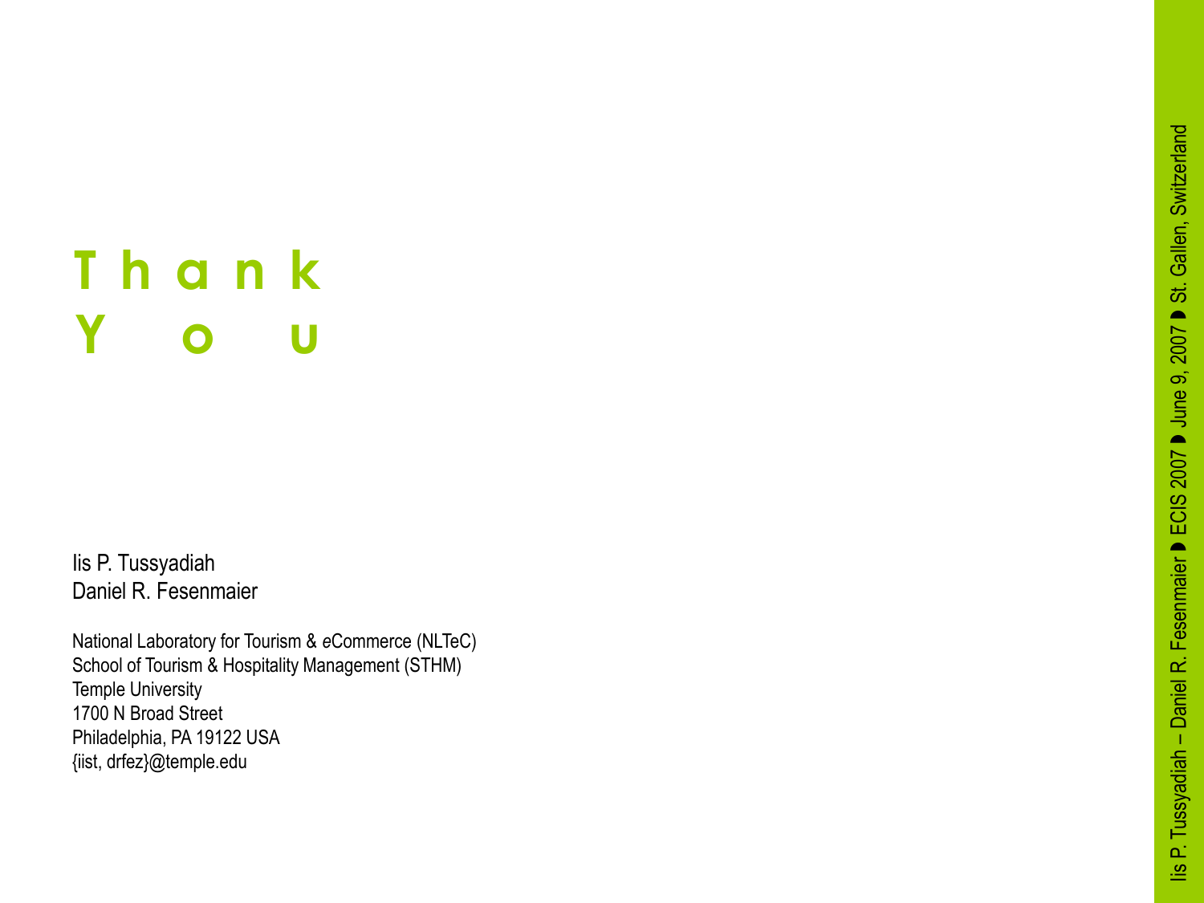# Thank You

Iis P. Tussyadiah
Daniel R. Fesenmaier

National Laboratory for Tourism & *e*Commerce (NLTeC)
School of Tourism & Hospitality Management (STHM)
Temple University
1700 N Broad Street
Philadelphia, PA 19122 USA
{iist, drfez}@temple.edu